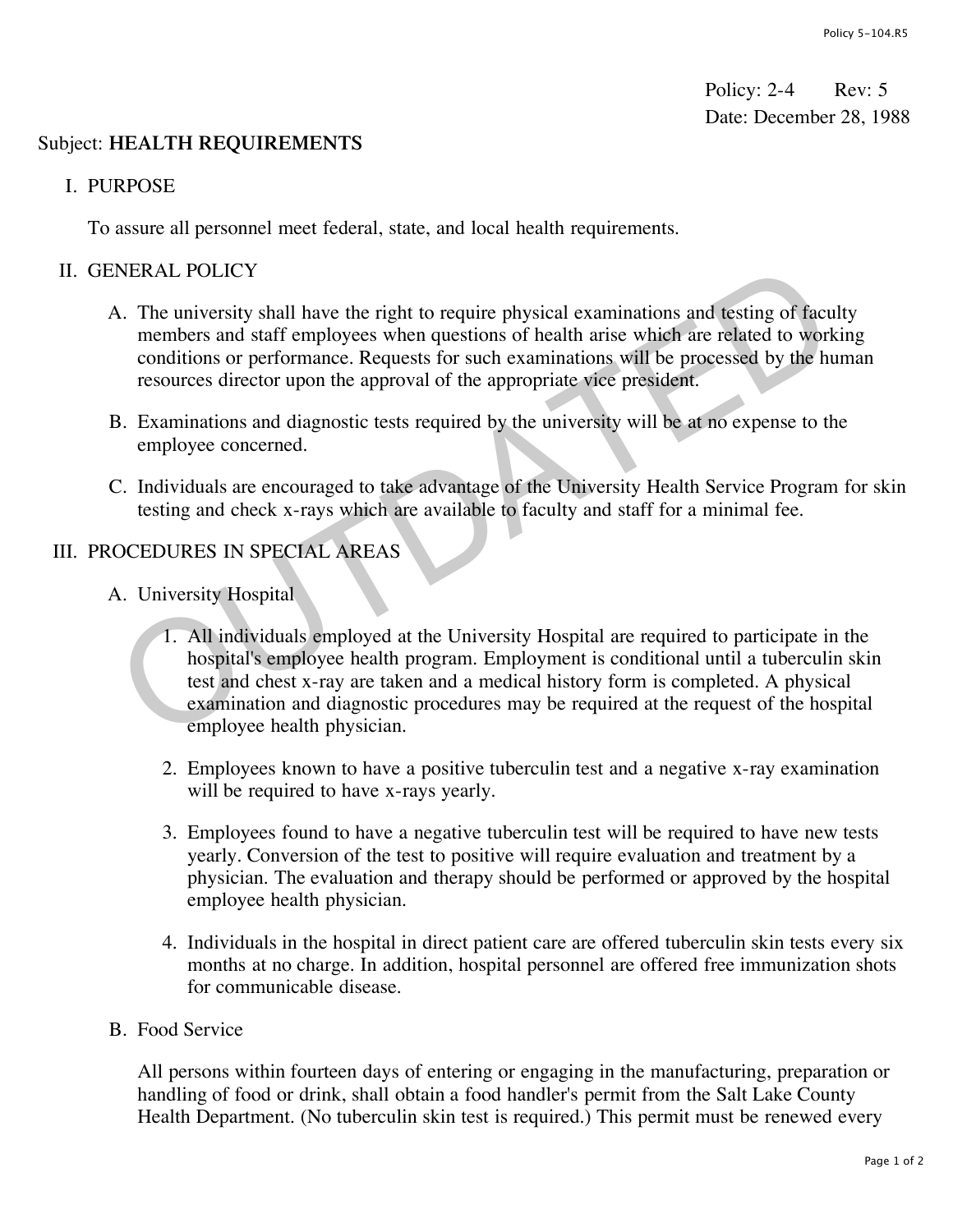Policy: 2-4 Rev: 5
Date: December 28, 1988

Subject: **HEALTH REQUIREMENTS**

## I. PURPOSE

To assure all personnel meet federal, state, and local health requirements.

## II. GENERAL POLICY

A. The university shall have the right to require physical examinations and testing of faculty members and staff employees when questions of health arise which are related to working conditions or performance. Requests for such examinations will be processed by the human resources director upon the approval of the appropriate vice president.

B. Examinations and diagnostic tests required by the university will be at no expense to the employee concerned.

C. Individuals are encouraged to take advantage of the University Health Service Program for skin testing and check x-rays which are available to faculty and staff for a minimal fee.

## III. PROCEDURES IN SPECIAL AREAS

A. University Hospital

1. All individuals employed at the University Hospital are required to participate in the hospital's employee health program. Employment is conditional until a tuberculin skin test and chest x-ray are taken and a medical history form is completed. A physical examination and diagnostic procedures may be required at the request of the hospital employee health physician.

2. Employees known to have a positive tuberculin test and a negative x-ray examination will be required to have x-rays yearly.

3. Employees found to have a negative tuberculin test will be required to have new tests yearly. Conversion of the test to positive will require evaluation and treatment by a physician. The evaluation and therapy should be performed or approved by the hospital employee health physician.

4. Individuals in the hospital in direct patient care are offered tuberculin skin tests every six months at no charge. In addition, hospital personnel are offered free immunization shots for communicable disease.

B. Food Service

All persons within fourteen days of entering or engaging in the manufacturing, preparation or handling of food or drink, shall obtain a food handler's permit from the Salt Lake County Health Department. (No tuberculin skin test is required.) This permit must be renewed every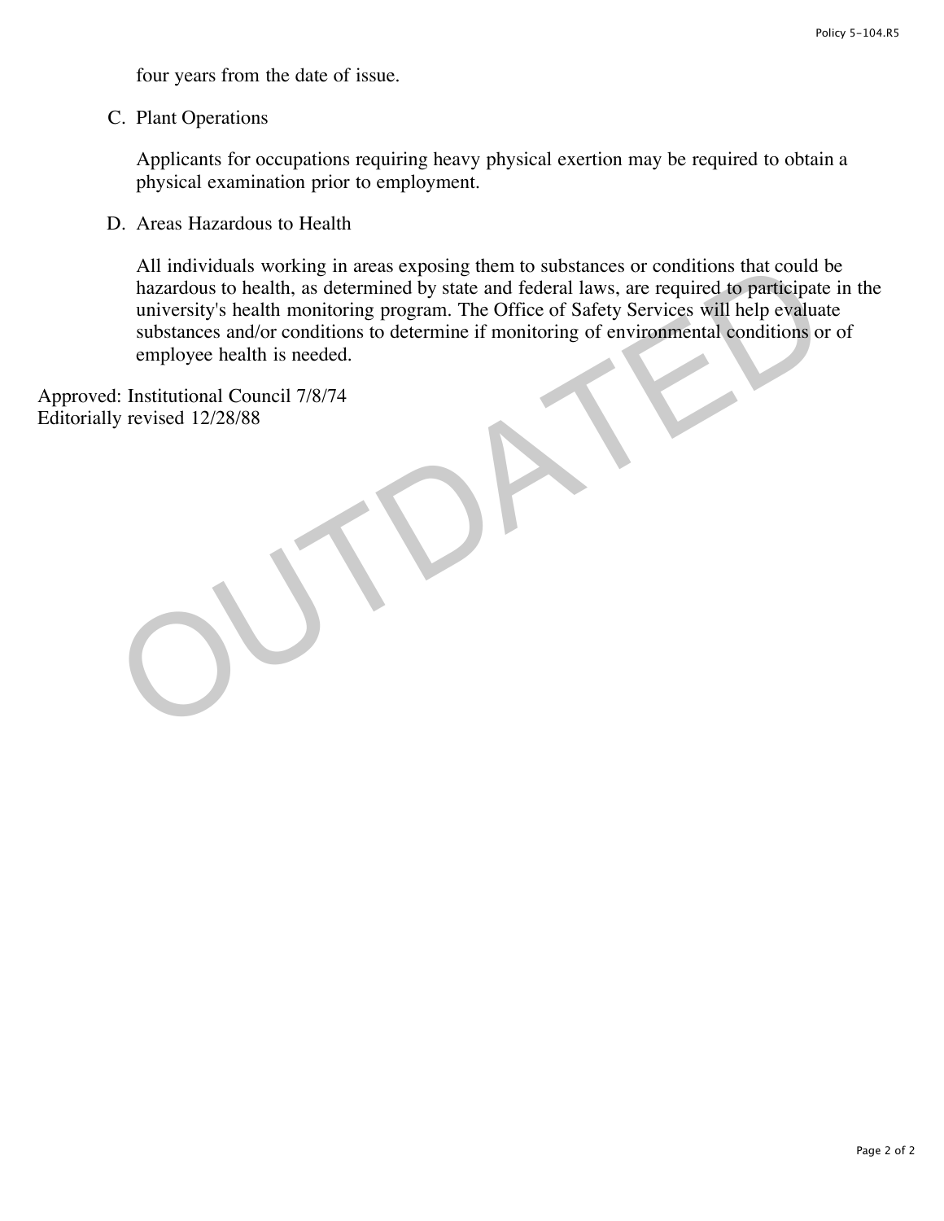four years from the date of issue.

C. Plant Operations

Applicants for occupations requiring heavy physical exertion may be required to obtain a physical examination prior to employment.

D. Areas Hazardous to Health

All individuals working in areas exposing them to substances or conditions that could be hazardous to health, as determined by state and federal laws, are required to participate in the university's health monitoring program. The Office of Safety Services will help evaluate substances and/or conditions to determine if monitoring of environmental conditions or of employee health is needed.

Approved: Institutional Council 7/8/74
Editorially revised 12/28/88